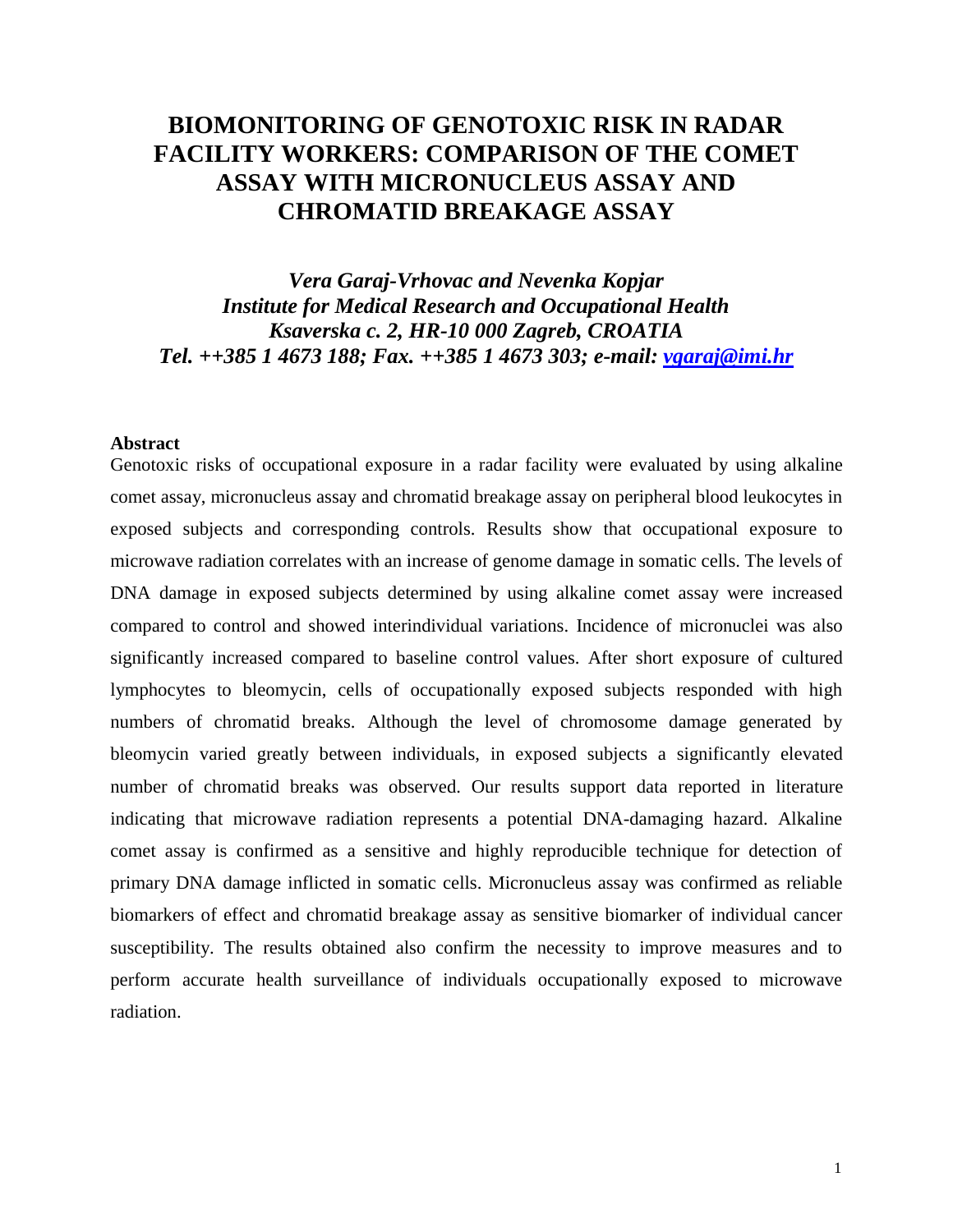# BIOMONITORING OF GENOTOXIC RISK IN RADAR FACILITY WORKERS: COMPARISON OF THE COMET ASSAY WITH MICRONUCLEUS ASSAY AND CHROMATID BREAKAGE ASSAY

***Vera Garaj-Vrhovac and Nevenka Kopjar***
***Institute for Medical Research and Occupational Health***
***Ksaverska c. 2, HR-10 000 Zagreb, CROATIA***
***Tel. ++385 1 4673 188; Fax. ++385 1 4673 303; e-mail: vgaraj@imi.hr***

## Abstract

Genotoxic risks of occupational exposure in a radar facility were evaluated by using alkaline comet assay, micronucleus assay and chromatid breakage assay on peripheral blood leukocytes in exposed subjects and corresponding controls. Results show that occupational exposure to microwave radiation correlates with an increase of genome damage in somatic cells. The levels of DNA damage in exposed subjects determined by using alkaline comet assay were increased compared to control and showed interindividual variations. Incidence of micronuclei was also significantly increased compared to baseline control values. After short exposure of cultured lymphocytes to bleomycin, cells of occupationally exposed subjects responded with high numbers of chromatid breaks. Although the level of chromosome damage generated by bleomycin varied greatly between individuals, in exposed subjects a significantly elevated number of chromatid breaks was observed. Our results support data reported in literature indicating that microwave radiation represents a potential DNA-damaging hazard. Alkaline comet assay is confirmed as a sensitive and highly reproducible technique for detection of primary DNA damage inflicted in somatic cells. Micronucleus assay was confirmed as reliable biomarkers of effect and chromatid breakage assay as sensitive biomarker of individual cancer susceptibility. The results obtained also confirm the necessity to improve measures and to perform accurate health surveillance of individuals occupationally exposed to microwave radiation.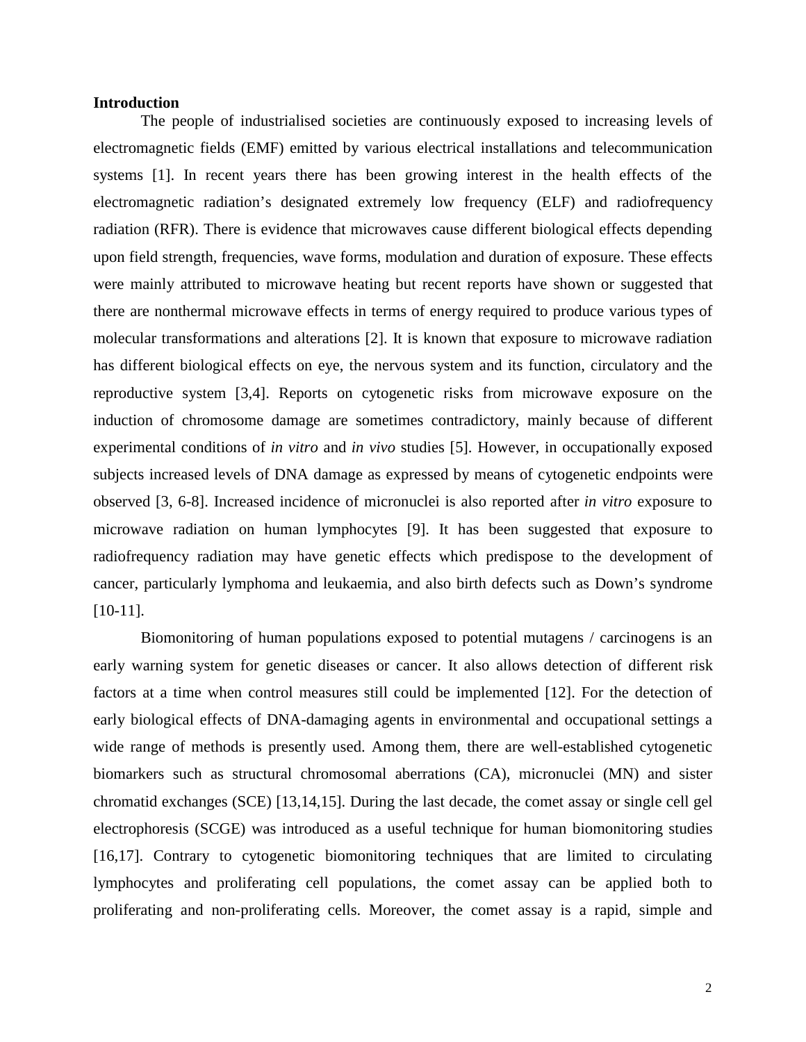**Introduction**

The people of industrialised societies are continuously exposed to increasing levels of electromagnetic fields (EMF) emitted by various electrical installations and telecommunication systems [1]. In recent years there has been growing interest in the health effects of the electromagnetic radiation's designated extremely low frequency (ELF) and radiofrequency radiation (RFR). There is evidence that microwaves cause different biological effects depending upon field strength, frequencies, wave forms, modulation and duration of exposure. These effects were mainly attributed to microwave heating but recent reports have shown or suggested that there are nonthermal microwave effects in terms of energy required to produce various types of molecular transformations and alterations [2]. It is known that exposure to microwave radiation has different biological effects on eye, the nervous system and its function, circulatory and the reproductive system [3,4]. Reports on cytogenetic risks from microwave exposure on the induction of chromosome damage are sometimes contradictory, mainly because of different experimental conditions of *in vitro* and *in vivo* studies [5]. However, in occupationally exposed subjects increased levels of DNA damage as expressed by means of cytogenetic endpoints were observed [3, 6-8]. Increased incidence of micronuclei is also reported after *in vitro* exposure to microwave radiation on human lymphocytes [9]. It has been suggested that exposure to radiofrequency radiation may have genetic effects which predispose to the development of cancer, particularly lymphoma and leukaemia, and also birth defects such as Down's syndrome [10-11].

Biomonitoring of human populations exposed to potential mutagens / carcinogens is an early warning system for genetic diseases or cancer. It also allows detection of different risk factors at a time when control measures still could be implemented [12]. For the detection of early biological effects of DNA-damaging agents in environmental and occupational settings a wide range of methods is presently used. Among them, there are well-established cytogenetic biomarkers such as structural chromosomal aberrations (CA), micronuclei (MN) and sister chromatid exchanges (SCE) [13,14,15]. During the last decade, the comet assay or single cell gel electrophoresis (SCGE) was introduced as a useful technique for human biomonitoring studies [16,17]. Contrary to cytogenetic biomonitoring techniques that are limited to circulating lymphocytes and proliferating cell populations, the comet assay can be applied both to proliferating and non-proliferating cells. Moreover, the comet assay is a rapid, simple and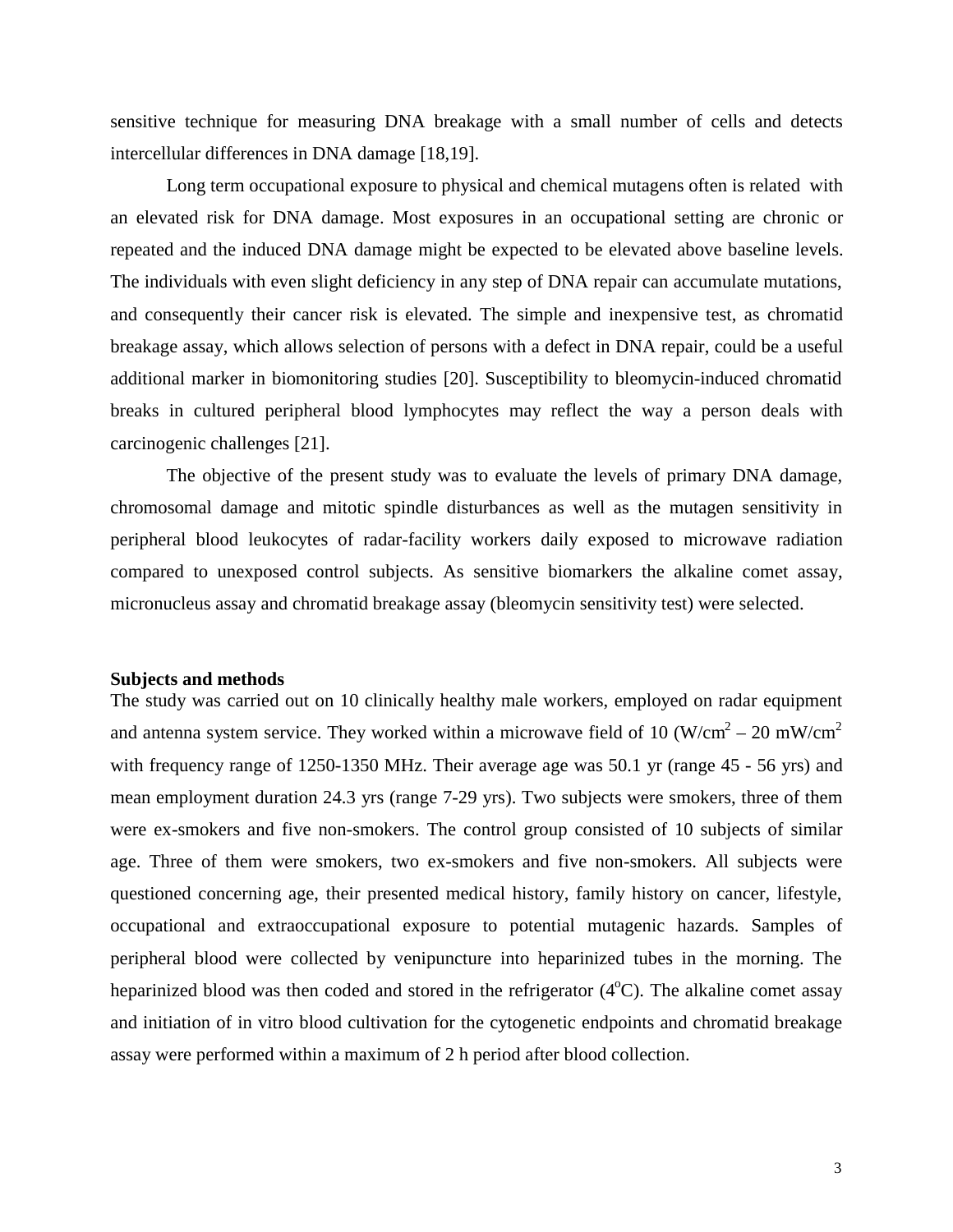sensitive technique for measuring DNA breakage with a small number of cells and detects intercellular differences in DNA damage [18,19].

Long term occupational exposure to physical and chemical mutagens often is related with an elevated risk for DNA damage. Most exposures in an occupational setting are chronic or repeated and the induced DNA damage might be expected to be elevated above baseline levels. The individuals with even slight deficiency in any step of DNA repair can accumulate mutations, and consequently their cancer risk is elevated. The simple and inexpensive test, as chromatid breakage assay, which allows selection of persons with a defect in DNA repair, could be a useful additional marker in biomonitoring studies [20]. Susceptibility to bleomycin-induced chromatid breaks in cultured peripheral blood lymphocytes may reflect the way a person deals with carcinogenic challenges [21].

The objective of the present study was to evaluate the levels of primary DNA damage, chromosomal damage and mitotic spindle disturbances as well as the mutagen sensitivity in peripheral blood leukocytes of radar-facility workers daily exposed to microwave radiation compared to unexposed control subjects. As sensitive biomarkers the alkaline comet assay, micronucleus assay and chromatid breakage assay (bleomycin sensitivity test) were selected.

**Subjects and methods**

The study was carried out on 10 clinically healthy male workers, employed on radar equipment and antenna system service. They worked within a microwave field of 10 (W/cm$^2$ – 20 mW/cm$^2$ with frequency range of 1250-1350 MHz. Their average age was 50.1 yr (range 45 - 56 yrs) and mean employment duration 24.3 yrs (range 7-29 yrs). Two subjects were smokers, three of them were ex-smokers and five non-smokers. The control group consisted of 10 subjects of similar age. Three of them were smokers, two ex-smokers and five non-smokers. All subjects were questioned concerning age, their presented medical history, family history on cancer, lifestyle, occupational and extraoccupational exposure to potential mutagenic hazards. Samples of peripheral blood were collected by venipuncture into heparinized tubes in the morning. The heparinized blood was then coded and stored in the refrigerator (4$^o$C). The alkaline comet assay and initiation of in vitro blood cultivation for the cytogenetic endpoints and chromatid breakage assay were performed within a maximum of 2 h period after blood collection.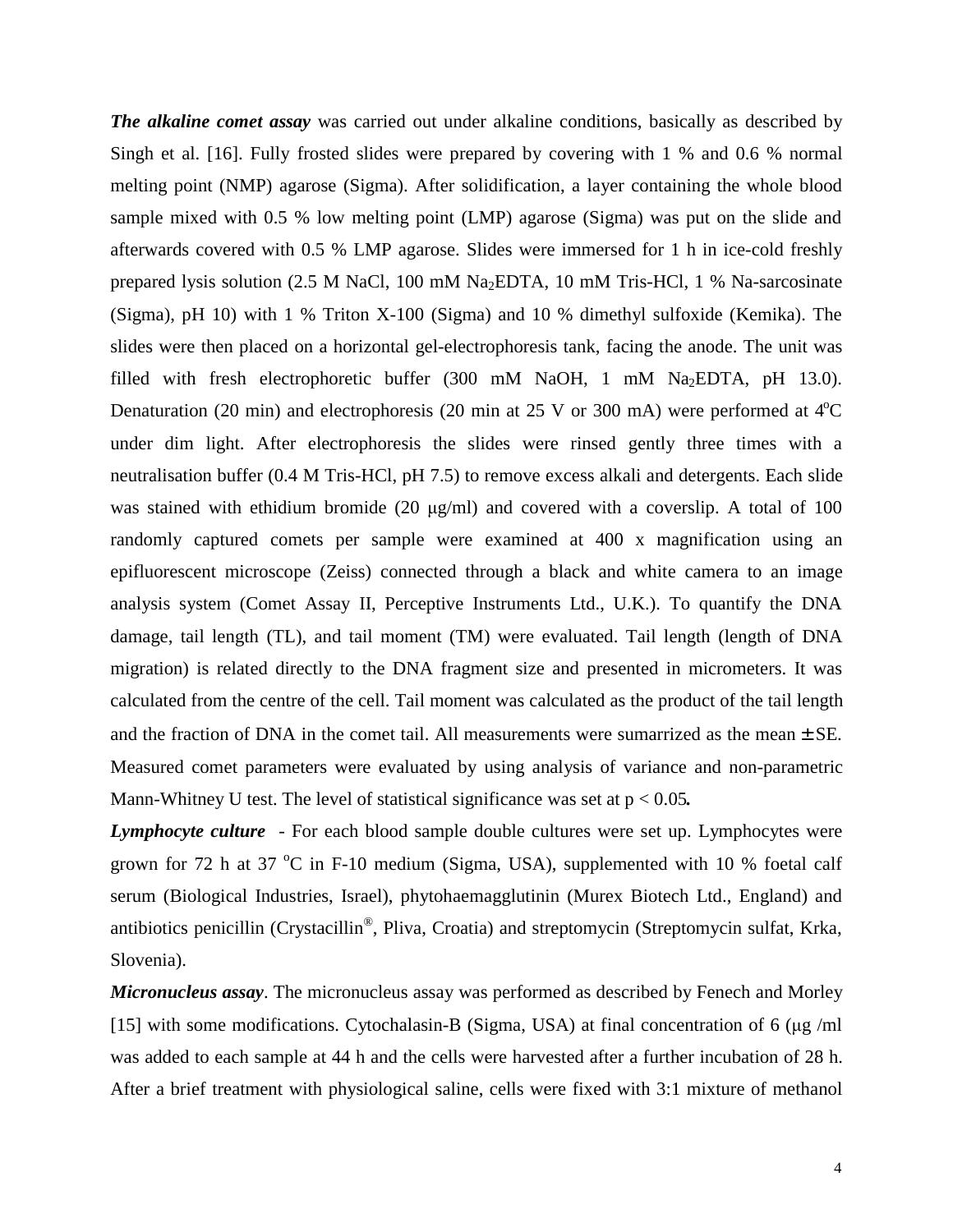***The alkaline comet assay*** was carried out under alkaline conditions, basically as described by Singh et al. [16]. Fully frosted slides were prepared by covering with 1 % and 0.6 % normal melting point (NMP) agarose (Sigma). After solidification, a layer containing the whole blood sample mixed with 0.5 % low melting point (LMP) agarose (Sigma) was put on the slide and afterwards covered with 0.5 % LMP agarose. Slides were immersed for 1 h in ice-cold freshly prepared lysis solution (2.5 M NaCl, 100 mM $Na_2EDTA$, 10 mM Tris-HCl, 1 % Na-sarcosinate (Sigma), pH 10) with 1 % Triton X-100 (Sigma) and 10 % dimethyl sulfoxide (Kemika). The slides were then placed on a horizontal gel-electrophoresis tank, facing the anode. The unit was filled with fresh electrophoretic buffer (300 mM NaOH, 1 mM $Na_2EDTA$, pH 13.0). Denaturation (20 min) and electrophoresis (20 min at 25 V or 300 mA) were performed at 4°C under dim light. After electrophoresis the slides were rinsed gently three times with a neutralisation buffer (0.4 M Tris-HCl, pH 7.5) to remove excess alkali and detergents. Each slide was stained with ethidium bromide (20 μg/ml) and covered with a coverslip. A total of 100 randomly captured comets per sample were examined at 400 x magnification using an epifluorescent microscope (Zeiss) connected through a black and white camera to an image analysis system (Comet Assay II, Perceptive Instruments Ltd., U.K.). To quantify the DNA damage, tail length (TL), and tail moment (TM) were evaluated. Tail length (length of DNA migration) is related directly to the DNA fragment size and presented in micrometers. It was calculated from the centre of the cell. Tail moment was calculated as the product of the tail length and the fraction of DNA in the comet tail. All measurements were sumarrized as the mean ± SE. Measured comet parameters were evaluated by using analysis of variance and non-parametric Mann-Whitney U test. The level of statistical significance was set at $p < 0.05$**.**

***Lymphocyte culture*** - For each blood sample double cultures were set up. Lymphocytes were grown for 72 h at 37 °C in F-10 medium (Sigma, USA), supplemented with 10 % foetal calf serum (Biological Industries, Israel), phytohaemagglutinin (Murex Biotech Ltd., England) and antibiotics penicillin (Crystacillin®, Pliva, Croatia) and streptomycin (Streptomycin sulfat, Krka, Slovenia).

***Micronucleus assay***. The micronucleus assay was performed as described by Fenech and Morley [15] with some modifications. Cytochalasin-B (Sigma, USA) at final concentration of 6 (μg /ml was added to each sample at 44 h and the cells were harvested after a further incubation of 28 h. After a brief treatment with physiological saline, cells were fixed with 3:1 mixture of methanol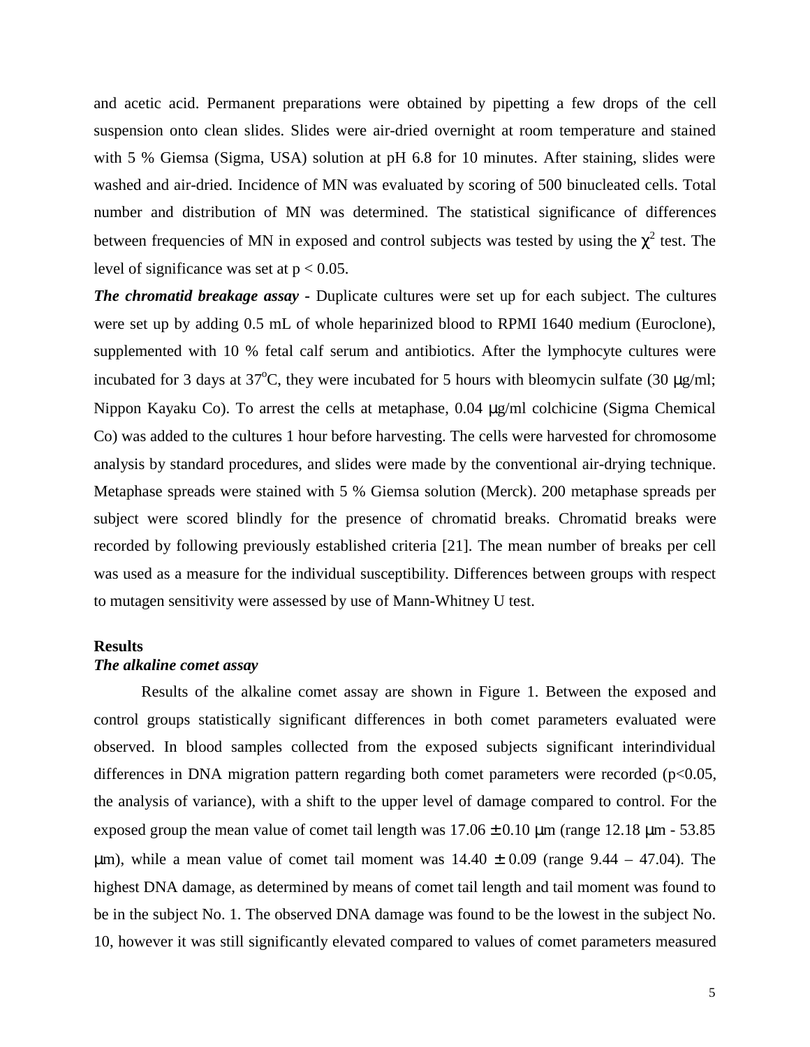and acetic acid. Permanent preparations were obtained by pipetting a few drops of the cell suspension onto clean slides. Slides were air-dried overnight at room temperature and stained with 5 % Giemsa (Sigma, USA) solution at pH 6.8 for 10 minutes. After staining, slides were washed and air-dried. Incidence of MN was evaluated by scoring of 500 binucleated cells. Total number and distribution of MN was determined. The statistical significance of differences between frequencies of MN in exposed and control subjects was tested by using the $\chi^2$ test. The level of significance was set at $p < 0.05$.

***The chromatid breakage assay*** **-** Duplicate cultures were set up for each subject. The cultures were set up by adding 0.5 mL of whole heparinized blood to RPMI 1640 medium (Euroclone), supplemented with 10 % fetal calf serum and antibiotics. After the lymphocyte cultures were incubated for 3 days at 37°C, they were incubated for 5 hours with bleomycin sulfate (30 μg/ml; Nippon Kayaku Co). To arrest the cells at metaphase, 0.04 μg/ml colchicine (Sigma Chemical Co) was added to the cultures 1 hour before harvesting. The cells were harvested for chromosome analysis by standard procedures, and slides were made by the conventional air-drying technique. Metaphase spreads were stained with 5 % Giemsa solution (Merck). 200 metaphase spreads per subject were scored blindly for the presence of chromatid breaks. Chromatid breaks were recorded by following previously established criteria [21]. The mean number of breaks per cell was used as a measure for the individual susceptibility. Differences between groups with respect to mutagen sensitivity were assessed by use of Mann-Whitney U test.

## Results

### *The alkaline comet assay*

Results of the alkaline comet assay are shown in Figure 1. Between the exposed and control groups statistically significant differences in both comet parameters evaluated were observed. In blood samples collected from the exposed subjects significant interindividual differences in DNA migration pattern regarding both comet parameters were recorded ($p<0.05$, the analysis of variance), with a shift to the upper level of damage compared to control. For the exposed group the mean value of comet tail length was $17.06 \pm 0.10$ μm (range 12.18 μm - 53.85 μm), while a mean value of comet tail moment was $14.40 \pm 0.09$ (range 9.44 – 47.04). The highest DNA damage, as determined by means of comet tail length and tail moment was found to be in the subject No. 1. The observed DNA damage was found to be the lowest in the subject No. 10, however it was still significantly elevated compared to values of comet parameters measured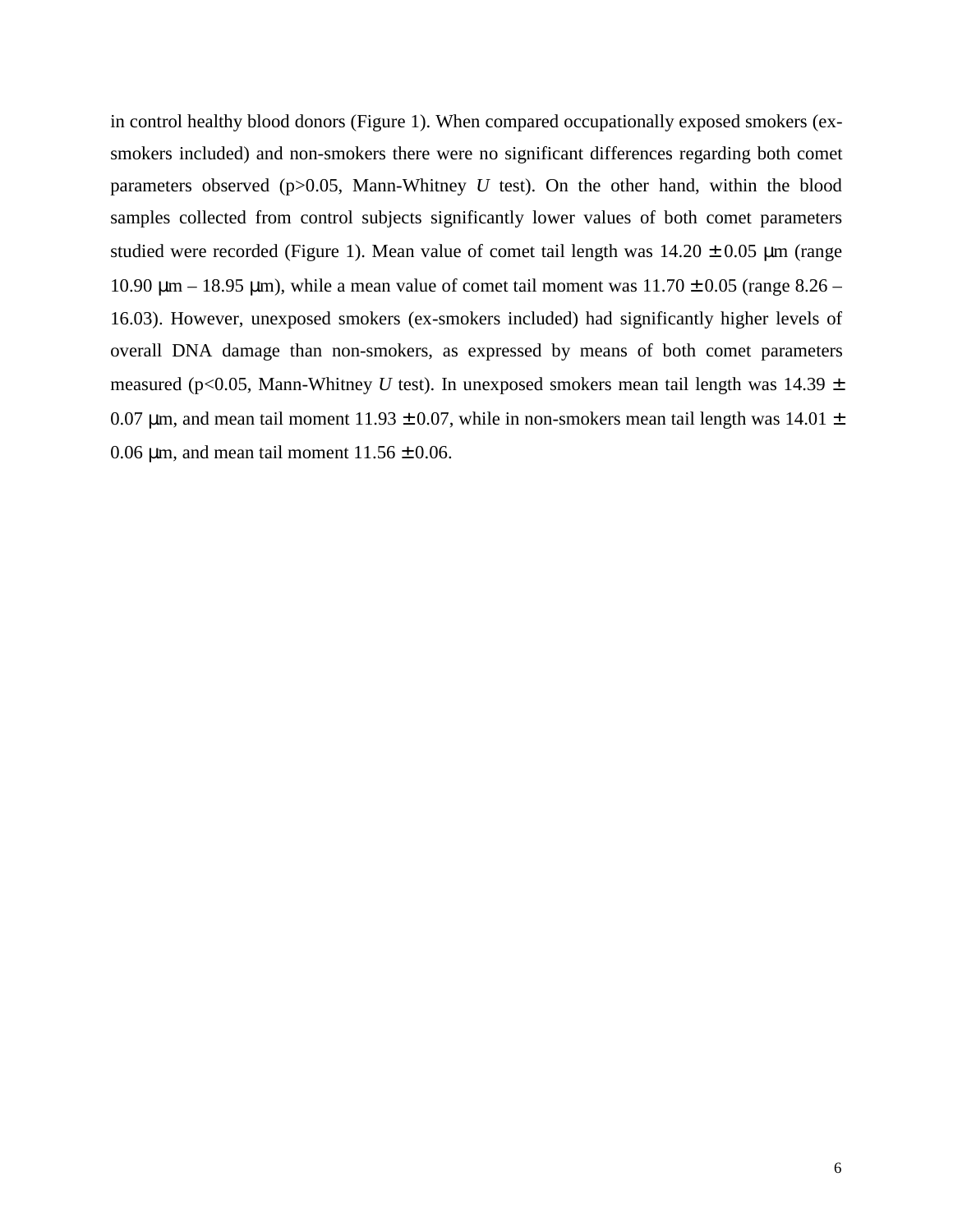in control healthy blood donors (Figure 1). When compared occupationally exposed smokers (ex-smokers included) and non-smokers there were no significant differences regarding both comet parameters observed ($p>0.05$, Mann-Whitney *U* test). On the other hand, within the blood samples collected from control subjects significantly lower values of both comet parameters studied were recorded (Figure 1). Mean value of comet tail length was $14.20 \pm 0.05$ μm (range 10.90 μm – 18.95 μm), while a mean value of comet tail moment was $11.70 \pm 0.05$ (range 8.26 – 16.03). However, unexposed smokers (ex-smokers included) had significantly higher levels of overall DNA damage than non-smokers, as expressed by means of both comet parameters measured ($p<0.05$, Mann-Whitney *U* test). In unexposed smokers mean tail length was $14.39 \pm 0.07$ μm, and mean tail moment $11.93 \pm 0.07$, while in non-smokers mean tail length was $14.01 \pm 0.06$ μm, and mean tail moment $11.56 \pm 0.06$.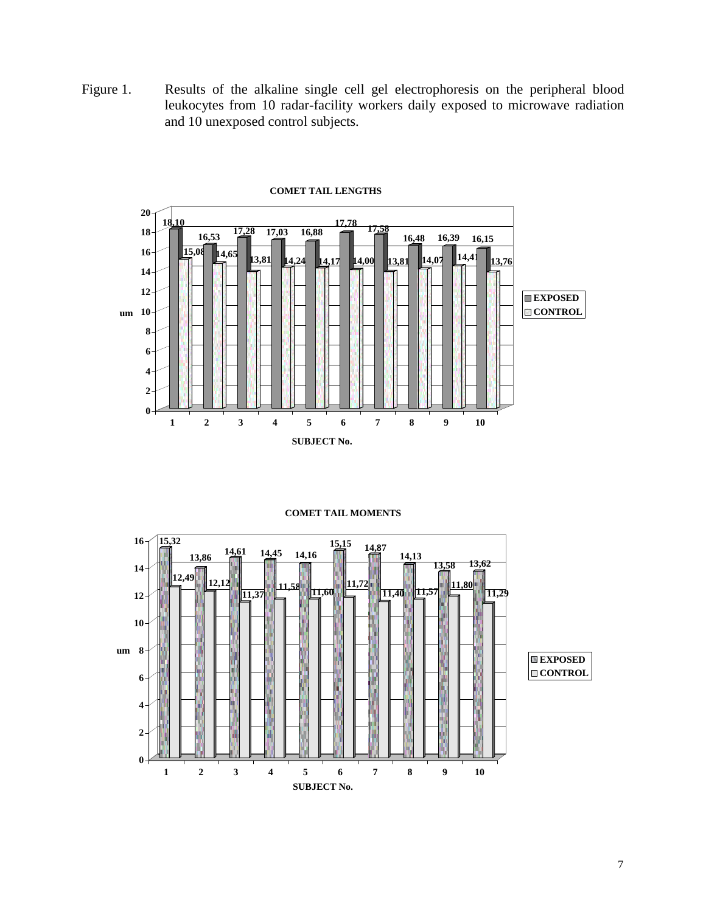Figure 1. Results of the alkaline single cell gel electrophoresis on the peripheral blood leukocytes from 10 radar-facility workers daily exposed to microwave radiation and 10 unexposed control subjects.

**COMET TAIL LENGTHS**

| SUBJECT No. | EXPOSED (um) | CONTROL (um) |
|---|---|---|
| 1 | 18,10 | 15,08 |
| 2 | 16,53 | 14,65 |
| 3 | 17,28 | 13,81 |
| 4 | 17,03 | 14,24 |
| 5 | 16,88 | 14,17 |
| 6 | 17,78 | 14,00 |
| 7 | 17,58 | 13,81 |
| 8 | 16,48 | 14,07 |
| 9 | 16,39 | 14,41 |
| 10 | 16,15 | 13,76 |

**COMET TAIL MOMENTS**

| SUBJECT No. | EXPOSED (um) | CONTROL (um) |
|---|---|---|
| 1 | 15,32 | 12,49 |
| 2 | 13,86 | 12,12 |
| 3 | 14,61 | 11,37 |
| 4 | 14,45 | 11,58 |
| 5 | 14,16 | 11,60 |
| 6 | 15,15 | 11,72 |
| 7 | 14,87 | 11,40 |
| 8 | 14,13 | 11,57 |
| 9 | 13,58 | 11,80 |
| 10 | 13,62 | 11,29 |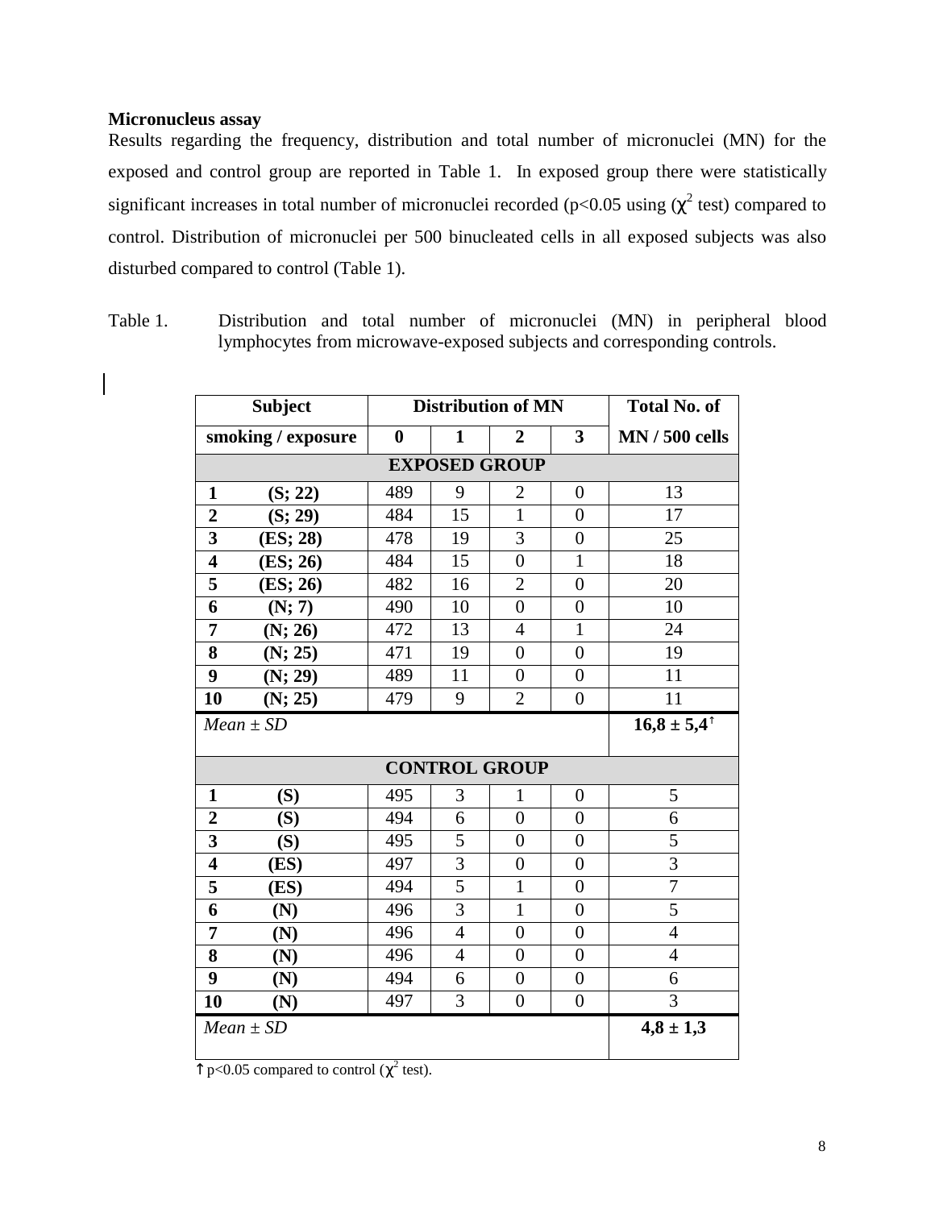**Micronucleus assay**

Results regarding the frequency, distribution and total number of micronuclei (MN) for the exposed and control group are reported in Table 1. In exposed group there were statistically significant increases in total number of micronuclei recorded ($p<0.05$ using ($\chi^2$ test) compared to control. Distribution of micronuclei per 500 binucleated cells in all exposed subjects was also disturbed compared to control (Table 1).

Table 1. Distribution and total number of micronuclei (MN) in peripheral blood lymphocytes from microwave-exposed subjects and corresponding controls.

| Subject | | Distribution of MN | | | | Total No. of |
|---|---|---|---|---|---|---|
| smoking / exposure | | 0 | 1 | 2 | 3 | MN / 500 cells |
| **EXPOSED GROUP** | | | | | | |
| **1** | **(S; 22)** | 489 | 9 | 2 | 0 | 13 |
| **2** | **(S; 29)** | 484 | 15 | 1 | 0 | 17 |
| **3** | **(ES; 28)** | 478 | 19 | 3 | 0 | 25 |
| **4** | **(ES; 26)** | 484 | 15 | 0 | 1 | 18 |
| **5** | **(ES; 26)** | 482 | 16 | 2 | 0 | 20 |
| **6** | **(N; 7)** | 490 | 10 | 0 | 0 | 10 |
| **7** | **(N; 26)** | 472 | 13 | 4 | 1 | 24 |
| **8** | **(N; 25)** | 471 | 19 | 0 | 0 | 19 |
| **9** | **(N; 29)** | 489 | 11 | 0 | 0 | 11 |
| **10** | **(N; 25)** | 479 | 9 | 2 | 0 | 11 |
| *Mean ± SD* | | | | | | **16,8 ± 5,4**↑ |
| **CONTROL GROUP** | | | | | | |
| **1** | **(S)** | 495 | 3 | 1 | 0 | 5 |
| **2** | **(S)** | 494 | 6 | 0 | 0 | 6 |
| **3** | **(S)** | 495 | 5 | 0 | 0 | 5 |
| **4** | **(ES)** | 497 | 3 | 0 | 0 | 3 |
| **5** | **(ES)** | 494 | 5 | 1 | 0 | 7 |
| **6** | **(N)** | 496 | 3 | 1 | 0 | 5 |
| **7** | **(N)** | 496 | 4 | 0 | 0 | 4 |
| **8** | **(N)** | 496 | 4 | 0 | 0 | 4 |
| **9** | **(N)** | 494 | 6 | 0 | 0 | 6 |
| **10** | **(N)** | 497 | 3 | 0 | 0 | 3 |
| *Mean ± SD* | | | | | | **4,8 ± 1,3** |

↑ $p<0.05$ compared to control ($\chi^2$ test).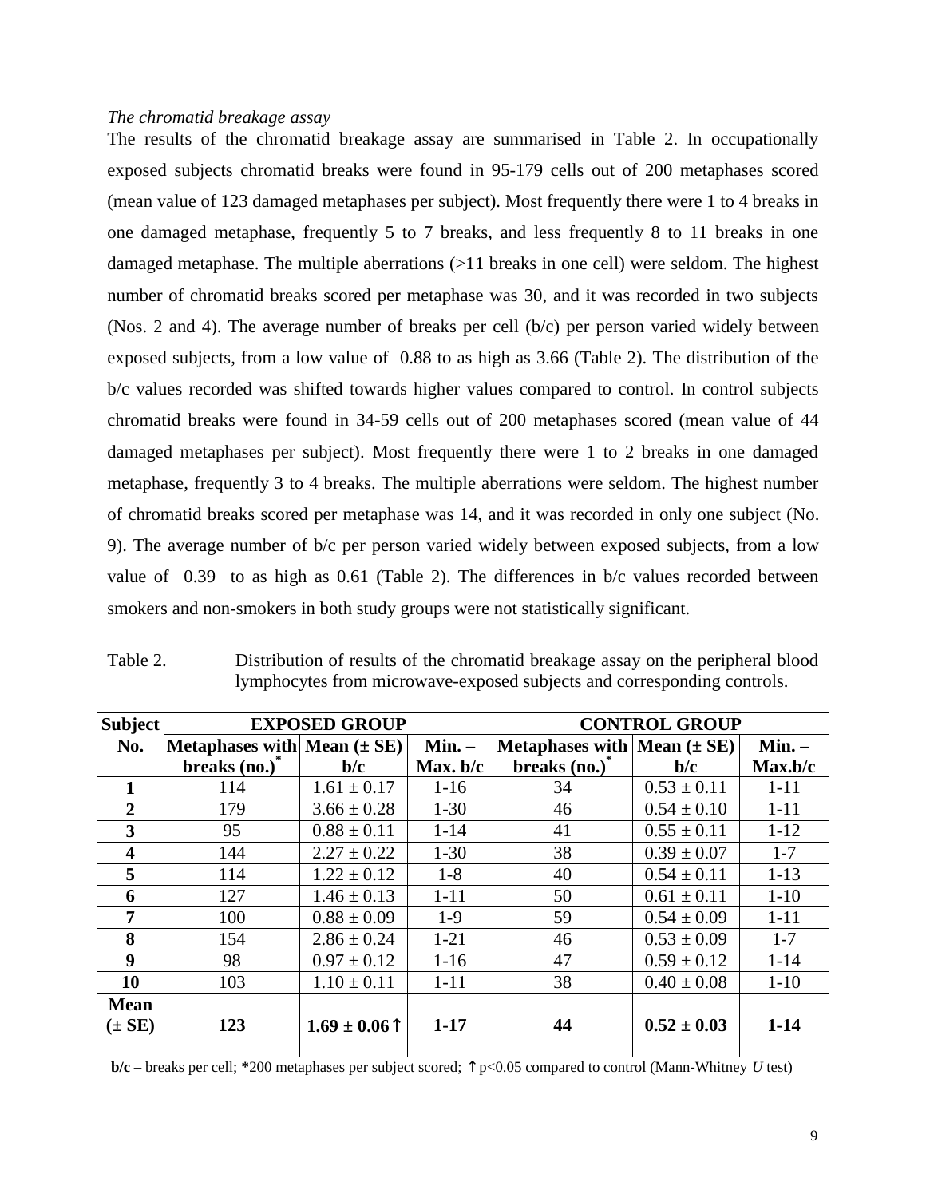*The chromatid breakage assay*

The results of the chromatid breakage assay are summarised in Table 2. In occupationally exposed subjects chromatid breaks were found in 95-179 cells out of 200 metaphases scored (mean value of 123 damaged metaphases per subject). Most frequently there were 1 to 4 breaks in one damaged metaphase, frequently 5 to 7 breaks, and less frequently 8 to 11 breaks in one damaged metaphase. The multiple aberrations (>11 breaks in one cell) were seldom. The highest number of chromatid breaks scored per metaphase was 30, and it was recorded in two subjects (Nos. 2 and 4). The average number of breaks per cell (b/c) per person varied widely between exposed subjects, from a low value of 0.88 to as high as 3.66 (Table 2). The distribution of the b/c values recorded was shifted towards higher values compared to control. In control subjects chromatid breaks were found in 34-59 cells out of 200 metaphases scored (mean value of 44 damaged metaphases per subject). Most frequently there were 1 to 2 breaks in one damaged metaphase, frequently 3 to 4 breaks. The multiple aberrations were seldom. The highest number of chromatid breaks scored per metaphase was 14, and it was recorded in only one subject (No. 9). The average number of b/c per person varied widely between exposed subjects, from a low value of 0.39 to as high as 0.61 (Table 2). The differences in b/c values recorded between smokers and non-smokers in both study groups were not statistically significant.

Table 2. Distribution of results of the chromatid breakage assay on the peripheral blood lymphocytes from microwave-exposed subjects and corresponding controls.

| Subject No. | EXPOSED GROUP | | | CONTROL GROUP | | |
|---|---|---|---|---|---|---|
| | Metaphases with breaks (no.)* | Mean (± SE) b/c | Min. – Max. b/c | Metaphases with breaks (no.)* | Mean (± SE) b/c | Min. – Max.b/c |
| **1** | 114 | 1.61 ± 0.17 | 1-16 | 34 | 0.53 ± 0.11 | 1-11 |
| **2** | 179 | 3.66 ± 0.28 | 1-30 | 46 | 0.54 ± 0.10 | 1-11 |
| **3** | 95 | 0.88 ± 0.11 | 1-14 | 41 | 0.55 ± 0.11 | 1-12 |
| **4** | 144 | 2.27 ± 0.22 | 1-30 | 38 | 0.39 ± 0.07 | 1-7 |
| **5** | 114 | 1.22 ± 0.12 | 1-8 | 40 | 0.54 ± 0.11 | 1-13 |
| **6** | 127 | 1.46 ± 0.13 | 1-11 | 50 | 0.61 ± 0.11 | 1-10 |
| **7** | 100 | 0.88 ± 0.09 | 1-9 | 59 | 0.54 ± 0.09 | 1-11 |
| **8** | 154 | 2.86 ± 0.24 | 1-21 | 46 | 0.53 ± 0.09 | 1-7 |
| **9** | 98 | 0.97 ± 0.12 | 1-16 | 47 | 0.59 ± 0.12 | 1-14 |
| **10** | 103 | 1.10 ± 0.11 | 1-11 | 38 | 0.40 ± 0.08 | 1-10 |
| **Mean (± SE)** | **123** | **1.69 ± 0.06 ↑** | **1-17** | **44** | **0.52 ± 0.03** | **1-14** |

**b/c** – breaks per cell; ***200** metaphases per subject scored; ↑ $p<0.05$ compared to control (Mann-Whitney *U* test)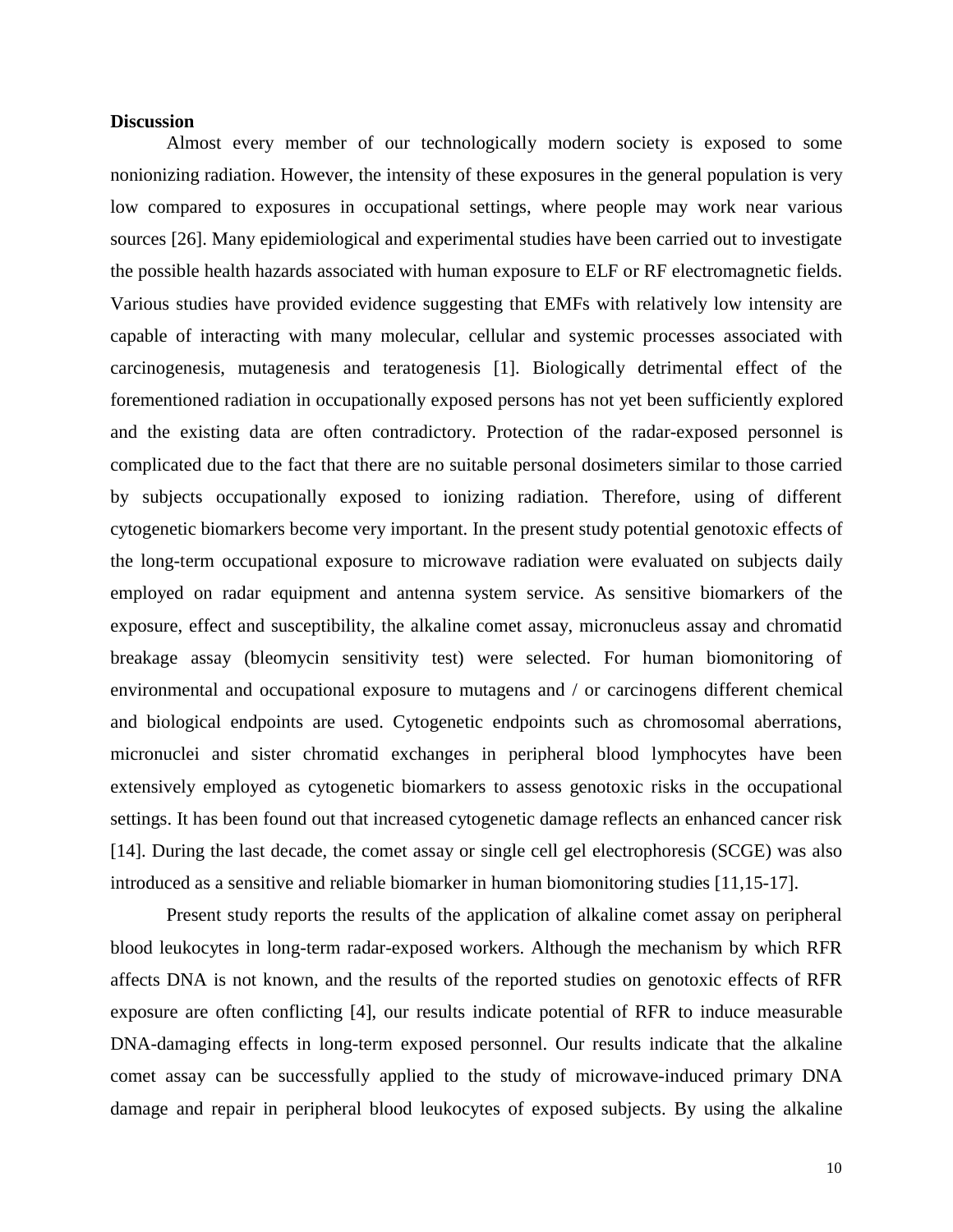**Discussion**

Almost every member of our technologically modern society is exposed to some nonionizing radiation. However, the intensity of these exposures in the general population is very low compared to exposures in occupational settings, where people may work near various sources [26]. Many epidemiological and experimental studies have been carried out to investigate the possible health hazards associated with human exposure to ELF or RF electromagnetic fields. Various studies have provided evidence suggesting that EMFs with relatively low intensity are capable of interacting with many molecular, cellular and systemic processes associated with carcinogenesis, mutagenesis and teratogenesis [1]. Biologically detrimental effect of the forementioned radiation in occupationally exposed persons has not yet been sufficiently explored and the existing data are often contradictory. Protection of the radar-exposed personnel is complicated due to the fact that there are no suitable personal dosimeters similar to those carried by subjects occupationally exposed to ionizing radiation. Therefore, using of different cytogenetic biomarkers become very important. In the present study potential genotoxic effects of the long-term occupational exposure to microwave radiation were evaluated on subjects daily employed on radar equipment and antenna system service. As sensitive biomarkers of the exposure, effect and susceptibility, the alkaline comet assay, micronucleus assay and chromatid breakage assay (bleomycin sensitivity test) were selected. For human biomonitoring of environmental and occupational exposure to mutagens and / or carcinogens different chemical and biological endpoints are used. Cytogenetic endpoints such as chromosomal aberrations, micronuclei and sister chromatid exchanges in peripheral blood lymphocytes have been extensively employed as cytogenetic biomarkers to assess genotoxic risks in the occupational settings. It has been found out that increased cytogenetic damage reflects an enhanced cancer risk [14]. During the last decade, the comet assay or single cell gel electrophoresis (SCGE) was also introduced as a sensitive and reliable biomarker in human biomonitoring studies [11,15-17].

Present study reports the results of the application of alkaline comet assay on peripheral blood leukocytes in long-term radar-exposed workers. Although the mechanism by which RFR affects DNA is not known, and the results of the reported studies on genotoxic effects of RFR exposure are often conflicting [4], our results indicate potential of RFR to induce measurable DNA-damaging effects in long-term exposed personnel. Our results indicate that the alkaline comet assay can be successfully applied to the study of microwave-induced primary DNA damage and repair in peripheral blood leukocytes of exposed subjects. By using the alkaline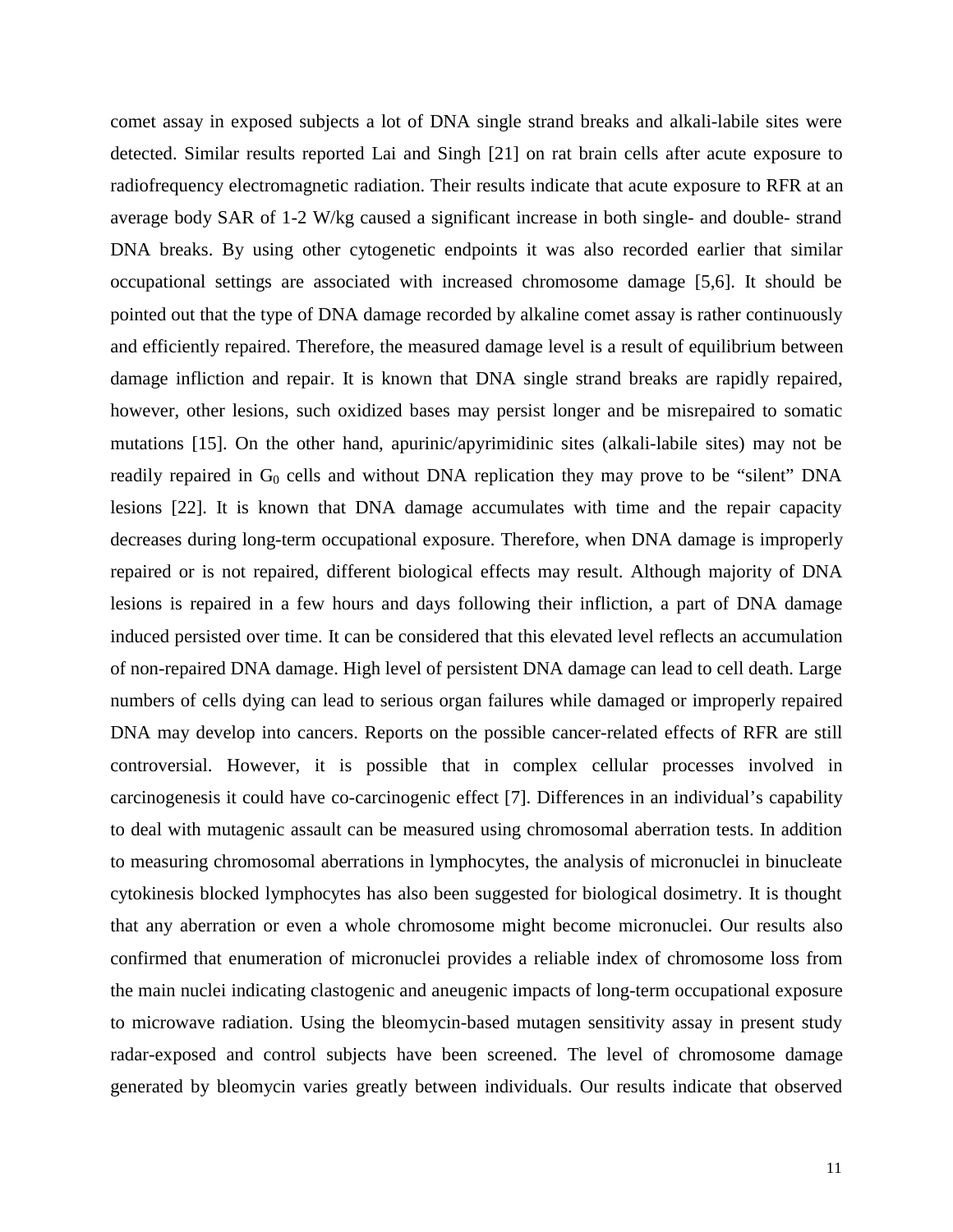comet assay in exposed subjects a lot of DNA single strand breaks and alkali-labile sites were detected. Similar results reported Lai and Singh [21] on rat brain cells after acute exposure to radiofrequency electromagnetic radiation. Their results indicate that acute exposure to RFR at an average body SAR of 1-2 W/kg caused a significant increase in both single- and double- strand DNA breaks. By using other cytogenetic endpoints it was also recorded earlier that similar occupational settings are associated with increased chromosome damage [5,6]. It should be pointed out that the type of DNA damage recorded by alkaline comet assay is rather continuously and efficiently repaired. Therefore, the measured damage level is a result of equilibrium between damage infliction and repair. It is known that DNA single strand breaks are rapidly repaired, however, other lesions, such oxidized bases may persist longer and be misrepaired to somatic mutations [15]. On the other hand, apurinic/apyrimidinic sites (alkali-labile sites) may not be readily repaired in $G_0$ cells and without DNA replication they may prove to be "silent" DNA lesions [22]. It is known that DNA damage accumulates with time and the repair capacity decreases during long-term occupational exposure. Therefore, when DNA damage is improperly repaired or is not repaired, different biological effects may result. Although majority of DNA lesions is repaired in a few hours and days following their infliction, a part of DNA damage induced persisted over time. It can be considered that this elevated level reflects an accumulation of non-repaired DNA damage. High level of persistent DNA damage can lead to cell death. Large numbers of cells dying can lead to serious organ failures while damaged or improperly repaired DNA may develop into cancers. Reports on the possible cancer-related effects of RFR are still controversial. However, it is possible that in complex cellular processes involved in carcinogenesis it could have co-carcinogenic effect [7]. Differences in an individual's capability to deal with mutagenic assault can be measured using chromosomal aberration tests. In addition to measuring chromosomal aberrations in lymphocytes, the analysis of micronuclei in binucleate cytokinesis blocked lymphocytes has also been suggested for biological dosimetry. It is thought that any aberration or even a whole chromosome might become micronuclei. Our results also confirmed that enumeration of micronuclei provides a reliable index of chromosome loss from the main nuclei indicating clastogenic and aneugenic impacts of long-term occupational exposure to microwave radiation. Using the bleomycin-based mutagen sensitivity assay in present study radar-exposed and control subjects have been screened. The level of chromosome damage generated by bleomycin varies greatly between individuals. Our results indicate that observed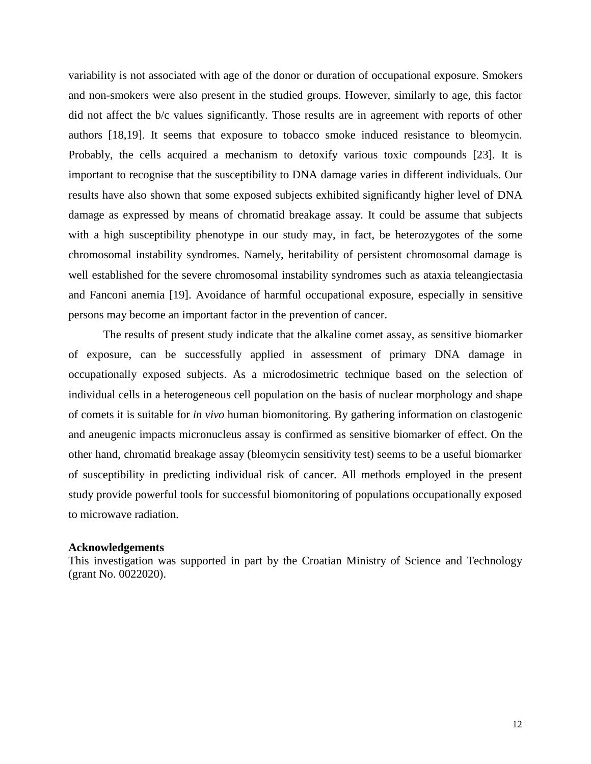variability is not associated with age of the donor or duration of occupational exposure. Smokers and non-smokers were also present in the studied groups. However, similarly to age, this factor did not affect the b/c values significantly. Those results are in agreement with reports of other authors [18,19]. It seems that exposure to tobacco smoke induced resistance to bleomycin. Probably, the cells acquired a mechanism to detoxify various toxic compounds [23]. It is important to recognise that the susceptibility to DNA damage varies in different individuals. Our results have also shown that some exposed subjects exhibited significantly higher level of DNA damage as expressed by means of chromatid breakage assay. It could be assume that subjects with a high susceptibility phenotype in our study may, in fact, be heterozygotes of the some chromosomal instability syndromes. Namely, heritability of persistent chromosomal damage is well established for the severe chromosomal instability syndromes such as ataxia teleangiectasia and Fanconi anemia [19]. Avoidance of harmful occupational exposure, especially in sensitive persons may become an important factor in the prevention of cancer.

The results of present study indicate that the alkaline comet assay, as sensitive biomarker of exposure, can be successfully applied in assessment of primary DNA damage in occupationally exposed subjects. As a microdosimetric technique based on the selection of individual cells in a heterogeneous cell population on the basis of nuclear morphology and shape of comets it is suitable for *in vivo* human biomonitoring. By gathering information on clastogenic and aneugenic impacts micronucleus assay is confirmed as sensitive biomarker of effect. On the other hand, chromatid breakage assay (bleomycin sensitivity test) seems to be a useful biomarker of susceptibility in predicting individual risk of cancer. All methods employed in the present study provide powerful tools for successful biomonitoring of populations occupationally exposed to microwave radiation.

**Acknowledgements**

This investigation was supported in part by the Croatian Ministry of Science and Technology (grant No. 0022020).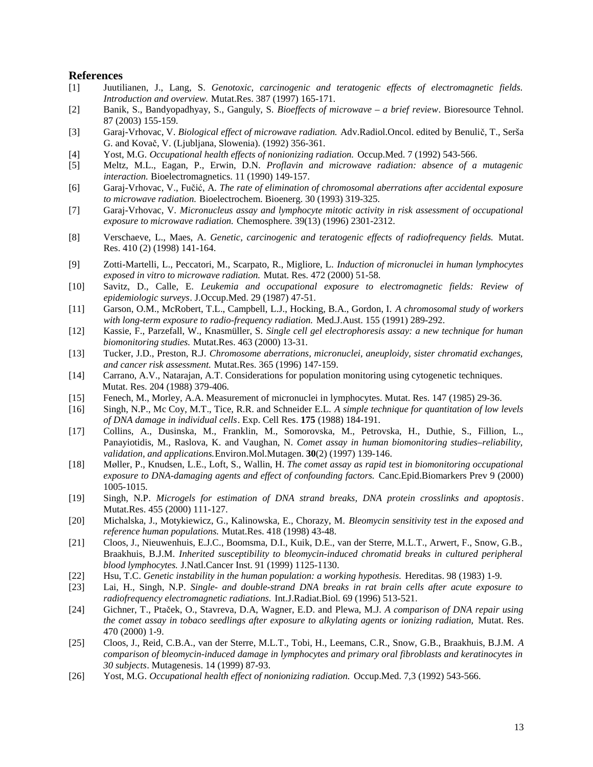## References

[1] Juutilianen, J., Lang, S. *Genotoxic, carcinogenic and teratogenic effects of electromagnetic fields. Introduction and overview.* Mutat.Res. 387 (1997) 165-171.

[2] Banik, S., Bandyopadhyay, S., Ganguly, S. *Bioeffects of microwave – a brief review*. Bioresource Tehnol. 87 (2003) 155-159.

[3] Garaj-Vrhovac, V. *Biological effect of microwave radiation.* Adv.Radiol.Oncol. edited by Benulič, T., Serša G. and Kovač, V. (Ljubljana, Slowenia). (1992) 356-361.

[4] Yost, M.G. *Occupational health effects of nonionizing radiation.* Occup.Med. 7 (1992) 543-566.

[5] Meltz, M.L., Eagan, P., Erwin, D.N. *Proflavin and microwave radiation: absence of a mutagenic interaction.* Bioelectromagnetics. 11 (1990) 149-157.

[6] Garaj-Vrhovac, V., Fučić, A. *The rate of elimination of chromosomal aberrations after accidental exposure to microwave radiation.* Bioelectrochem. Bioenerg. 30 (1993) 319-325.

[7] Garaj-Vrhovac, V. *Micronucleus assay and lymphocyte mitotic activity in risk assessment of occupational exposure to microwave radiation.* Chemosphere. 39(13) (1996) 2301-2312.

[8] Verschaeve, L., Maes, A. *Genetic, carcinogenic and teratogenic effects of radiofrequency fields.* Mutat. Res. 410 (2) (1998) 141-164.

[9] Zotti-Martelli, L., Peccatori, M., Scarpato, R., Migliore, L. *Induction of micronuclei in human lymphocytes exposed in vitro to microwave radiation.* Mutat. Res. 472 (2000) 51-58.

[10] Savitz, D., Calle, E. *Leukemia and occupational exposure to electromagnetic fields: Review of epidemiologic surveys*. J.Occup.Med. 29 (1987) 47-51.

[11] Garson, O.M., McRobert, T.L., Campbell, L.J., Hocking, B.A., Gordon, I. *A chromosomal study of workers with long-term exposure to radio-frequency radiation.* Med.J.Aust. 155 (1991) 289-292.

[12] Kassie, F., Parzefall, W., Knasmüller, S. *Single cell gel electrophoresis assay: a new technique for human biomonitoring studies.* Mutat.Res. 463 (2000) 13-31.

[13] Tucker, J.D., Preston, R.J. *Chromosome aberrations, micronuclei, aneuploidy, sister chromatid exchanges, and cancer risk assessment.* Mutat.Res. 365 (1996) 147-159.

[14] Carrano, A.V., Natarajan, A.T. Considerations for population monitoring using cytogenetic techniques. Mutat. Res. 204 (1988) 379-406.

[15] Fenech, M., Morley, A.A. Measurement of micronuclei in lymphocytes. Mutat. Res. 147 (1985) 29-36.

[16] Singh, N.P., Mc Coy, M.T., Tice, R.R. and Schneider E.L. *A simple technique for quantitation of low levels of DNA damage in individual cells*. Exp. Cell Res. **175** (1988) 184-191.

[17] Collins, A., Dusinska, M., Franklin, M., Somorovska, M., Petrovska, H., Duthie, S., Fillion, L., Panayiotidis, M., Raslova, K. and Vaughan, N. *Comet assay in human biomonitoring studies–reliability, validation, and applications.*Environ.Mol.Mutagen. **30**(2) (1997) 139-146.

[18] Møller, P., Knudsen, L.E., Loft, S., Wallin, H. *The comet assay as rapid test in biomonitoring occupational exposure to DNA-damaging agents and effect of confounding factors.* Canc.Epid.Biomarkers Prev 9 (2000) 1005-1015.

[19] Singh, N.P. *Microgels for estimation of DNA strand breaks, DNA protein crosslinks and apoptosis*. Mutat.Res. 455 (2000) 111-127.

[20] Michalska, J., Motykiewicz, G., Kalinowska, E., Chorazy, M. *Bleomycin sensitivity test in the exposed and reference human populations.* Mutat.Res. 418 (1998) 43-48.

[21] Cloos, J., Nieuwenhuis, E.J.C., Boomsma, D.I., Kuik, D.E., van der Sterre, M.L.T., Arwert, F., Snow, G.B., Braakhuis, B.J.M. *Inherited susceptibility to bleomycin-induced chromatid breaks in cultured peripheral blood lymphocytes.* J.Natl.Cancer Inst. 91 (1999) 1125-1130.

[22] Hsu, T.C. *Genetic instability in the human population: a working hypothesis.* Hereditas. 98 (1983) 1-9.

[23] Lai, H., Singh, N.P. *Single- and double-strand DNA breaks in rat brain cells after acute exposure to radiofrequency electromagnetic radiations.* Int.J.Radiat.Biol. 69 (1996) 513-521.

[24] Gichner, T., Ptaček, O., Stavreva, D.A, Wagner, E.D. and Plewa, M.J. *A comparison of DNA repair using the comet assay in tobaco seedlings after exposure to alkylating agents or ionizing radiation,* Mutat. Res. 470 (2000) 1-9.

[25] Cloos, J., Reid, C.B.A., van der Sterre, M.L.T., Tobi, H., Leemans, C.R., Snow, G.B., Braakhuis, B.J.M. *A comparison of bleomycin-induced damage in lymphocytes and primary oral fibroblasts and keratinocytes in 30 subjects*. Mutagenesis. 14 (1999) 87-93.

[26] Yost, M.G. *Occupational health effect of nonionizing radiation.* Occup.Med. 7,3 (1992) 543-566.